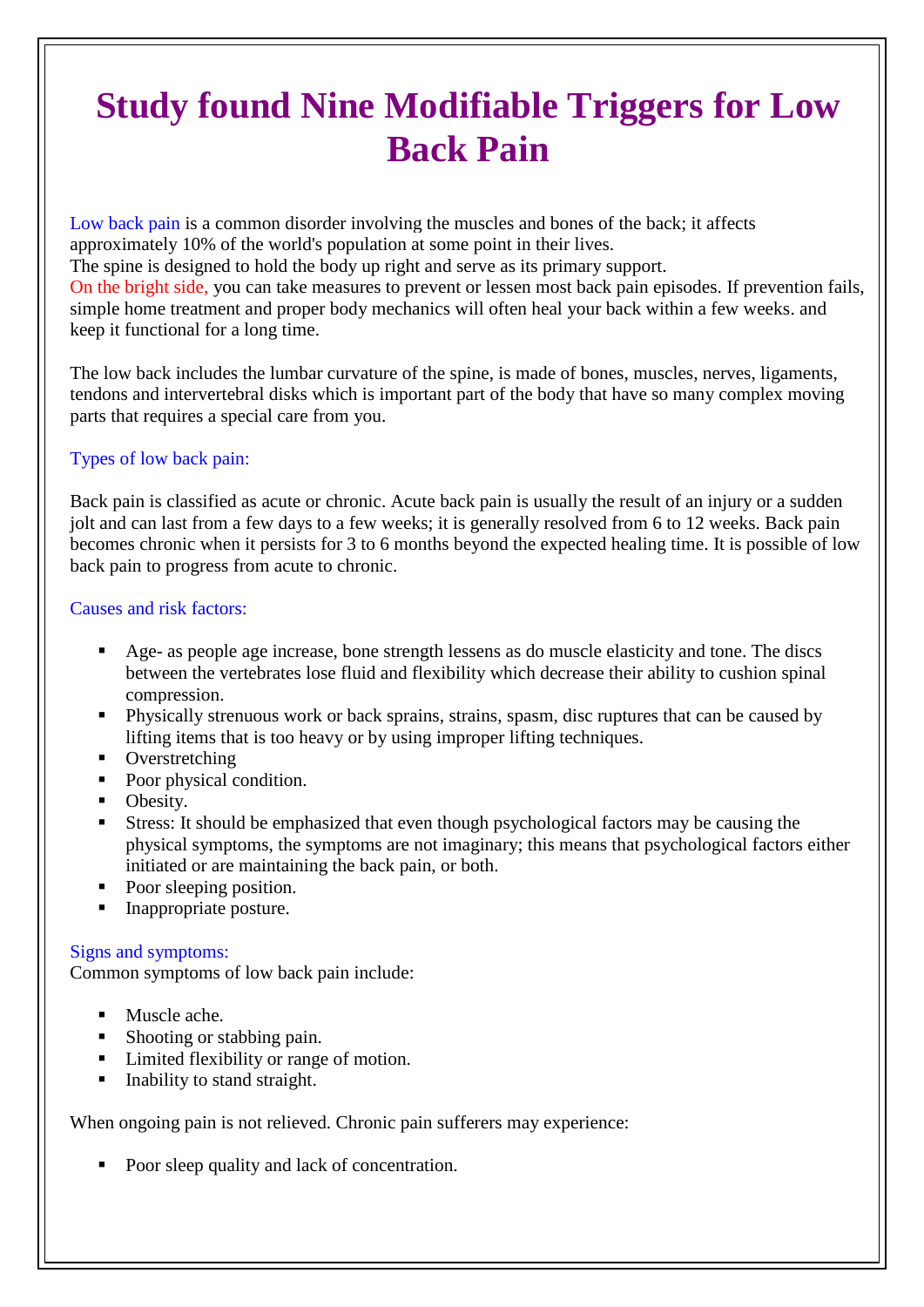# Study found Nine Modifiable Triggers for Low Back Pain

Low back pain is a common disorder involving the muscles and bones of the back; it affects approximately 10% of the world's population at some point in their lives.
The spine is designed to hold the body up right and serve as its primary support.
On the bright side, you can take measures to prevent or lessen most back pain episodes. If prevention fails, simple home treatment and proper body mechanics will often heal your back within a few weeks. and keep it functional for a long time.

The low back includes the lumbar curvature of the spine, is made of bones, muscles, nerves, ligaments, tendons and intervertebral disks which is important part of the body that have so many complex moving parts that requires a special care from you.

## Types of low back pain:

Back pain is classified as acute or chronic. Acute back pain is usually the result of an injury or a sudden jolt and can last from a few days to a few weeks; it is generally resolved from 6 to 12 weeks. Back pain becomes chronic when it persists for 3 to 6 months beyond the expected healing time. It is possible of low back pain to progress from acute to chronic.

## Causes and risk factors:

- Age- as people age increase, bone strength lessens as do muscle elasticity and tone. The discs between the vertebrates lose fluid and flexibility which decrease their ability to cushion spinal compression.
- Physically strenuous work or back sprains, strains, spasm, disc ruptures that can be caused by lifting items that is too heavy or by using improper lifting techniques.
- Overstretching
- Poor physical condition.
- Obesity.
- Stress: It should be emphasized that even though psychological factors may be causing the physical symptoms, the symptoms are not imaginary; this means that psychological factors either initiated or are maintaining the back pain, or both.
- Poor sleeping position.
- Inappropriate posture.

## Signs and symptoms:

Common symptoms of low back pain include:

- Muscle ache.
- Shooting or stabbing pain.
- Limited flexibility or range of motion.
- Inability to stand straight.

When ongoing pain is not relieved. Chronic pain sufferers may experience:

- Poor sleep quality and lack of concentration.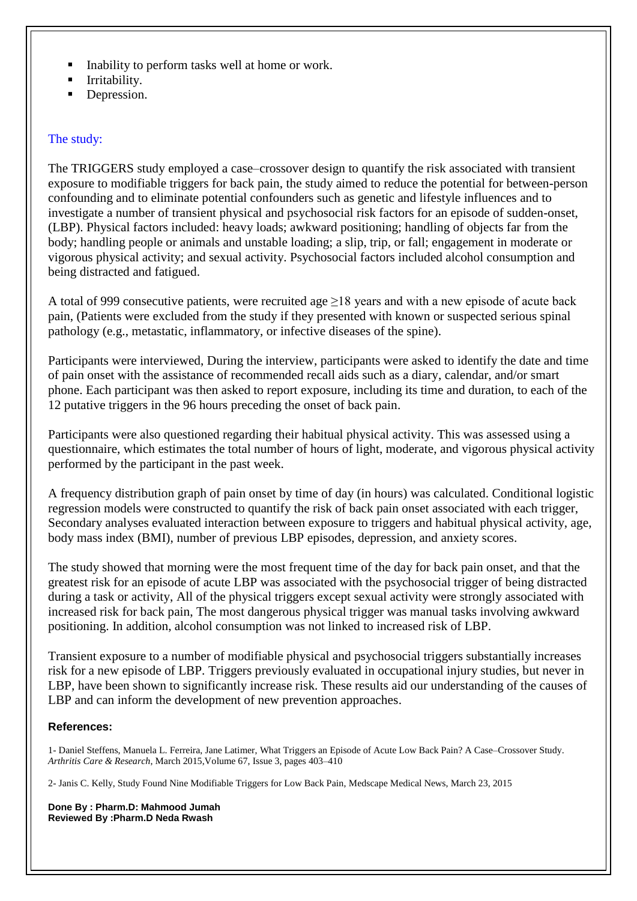- Inability to perform tasks well at home or work.
- Irritability.
- Depression.

## The study:

The TRIGGERS study employed a case–crossover design to quantify the risk associated with transient exposure to modifiable triggers for back pain, the study aimed to reduce the potential for between-person confounding and to eliminate potential confounders such as genetic and lifestyle influences and to investigate a number of transient physical and psychosocial risk factors for an episode of sudden-onset, (LBP). Physical factors included: heavy loads; awkward positioning; handling of objects far from the body; handling people or animals and unstable loading; a slip, trip, or fall; engagement in moderate or vigorous physical activity; and sexual activity. Psychosocial factors included alcohol consumption and being distracted and fatigued.

A total of 999 consecutive patients, were recruited age ≥18 years and with a new episode of acute back pain, (Patients were excluded from the study if they presented with known or suspected serious spinal pathology (e.g., metastatic, inflammatory, or infective diseases of the spine).

Participants were interviewed, During the interview, participants were asked to identify the date and time of pain onset with the assistance of recommended recall aids such as a diary, calendar, and/or smart phone. Each participant was then asked to report exposure, including its time and duration, to each of the 12 putative triggers in the 96 hours preceding the onset of back pain.

Participants were also questioned regarding their habitual physical activity. This was assessed using a questionnaire, which estimates the total number of hours of light, moderate, and vigorous physical activity performed by the participant in the past week.

A frequency distribution graph of pain onset by time of day (in hours) was calculated. Conditional logistic regression models were constructed to quantify the risk of back pain onset associated with each trigger, Secondary analyses evaluated interaction between exposure to triggers and habitual physical activity, age, body mass index (BMI), number of previous LBP episodes, depression, and anxiety scores.

The study showed that morning were the most frequent time of the day for back pain onset, and that the greatest risk for an episode of acute LBP was associated with the psychosocial trigger of being distracted during a task or activity, All of the physical triggers except sexual activity were strongly associated with increased risk for back pain, The most dangerous physical trigger was manual tasks involving awkward positioning. In addition, alcohol consumption was not linked to increased risk of LBP.

Transient exposure to a number of modifiable physical and psychosocial triggers substantially increases risk for a new episode of LBP. Triggers previously evaluated in occupational injury studies, but never in LBP, have been shown to significantly increase risk. These results aid our understanding of the causes of LBP and can inform the development of new prevention approaches.

### References:

1- Daniel Steffens, Manuela L. Ferreira, Jane Latimer, What Triggers an Episode of Acute Low Back Pain? A Case–Crossover Study. *Arthritis Care & Research*, March 2015,Volume 67, Issue 3, pages 403–410

2- Janis C. Kelly, Study Found Nine Modifiable Triggers for Low Back Pain, Medscape Medical News, March 23, 2015

**Done By : Pharm.D: Mahmood Jumah**
**Reviewed By :Pharm.D Neda Rwash**